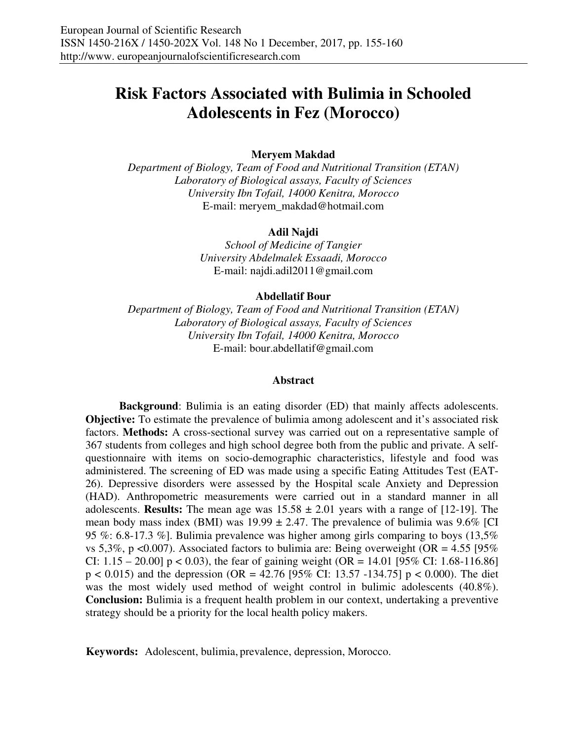# Risk Factors Associated with Bulimia in Schooled Adolescents in Fez (Morocco)

**Meryem Makdad**
*Department of Biology, Team of Food and Nutritional Transition (ETAN)*
*Laboratory of Biological assays, Faculty of Sciences*
*University Ibn Tofail, 14000 Kenitra, Morocco*
E-mail: meryem_makdad@hotmail.com

**Adil Najdi**
*School of Medicine of Tangier*
*University Abdelmalek Essaadi, Morocco*
E-mail: najdi.adil2011@gmail.com

**Abdellatif Bour**
*Department of Biology, Team of Food and Nutritional Transition (ETAN)*
*Laboratory of Biological assays, Faculty of Sciences*
*University Ibn Tofail, 14000 Kenitra, Morocco*
E-mail: bour.abdellatif@gmail.com

## Abstract

**Background**: Bulimia is an eating disorder (ED) that mainly affects adolescents. **Objective:** To estimate the prevalence of bulimia among adolescent and it's associated risk factors. **Methods:** A cross-sectional survey was carried out on a representative sample of 367 students from colleges and high school degree both from the public and private. A self-questionnaire with items on socio-demographic characteristics, lifestyle and food was administered. The screening of ED was made using a specific Eating Attitudes Test (EAT-26). Depressive disorders were assessed by the Hospital scale Anxiety and Depression (HAD). Anthropometric measurements were carried out in a standard manner in all adolescents. **Results:** The mean age was 15.58 ± 2.01 years with a range of [12-19]. The mean body mass index (BMI) was 19.99 ± 2.47. The prevalence of bulimia was 9.6% [CI 95 %: 6.8-17.3 %]. Bulimia prevalence was higher among girls comparing to boys (13,5% vs 5,3%, $p < 0.007$). Associated factors to bulimia are: Being overweight (OR = 4.55 [95% CI: 1.15 – 20.00] $p < 0.03$), the fear of gaining weight (OR = 14.01 [95% CI: 1.68-116.86] $p < 0.015$) and the depression (OR = 42.76 [95% CI: 13.57 -134.75] $p < 0.000$). The diet was the most widely used method of weight control in bulimic adolescents (40.8%). **Conclusion:** Bulimia is a frequent health problem in our context, undertaking a preventive strategy should be a priority for the local health policy makers.

**Keywords:** Adolescent, bulimia, prevalence, depression, Morocco.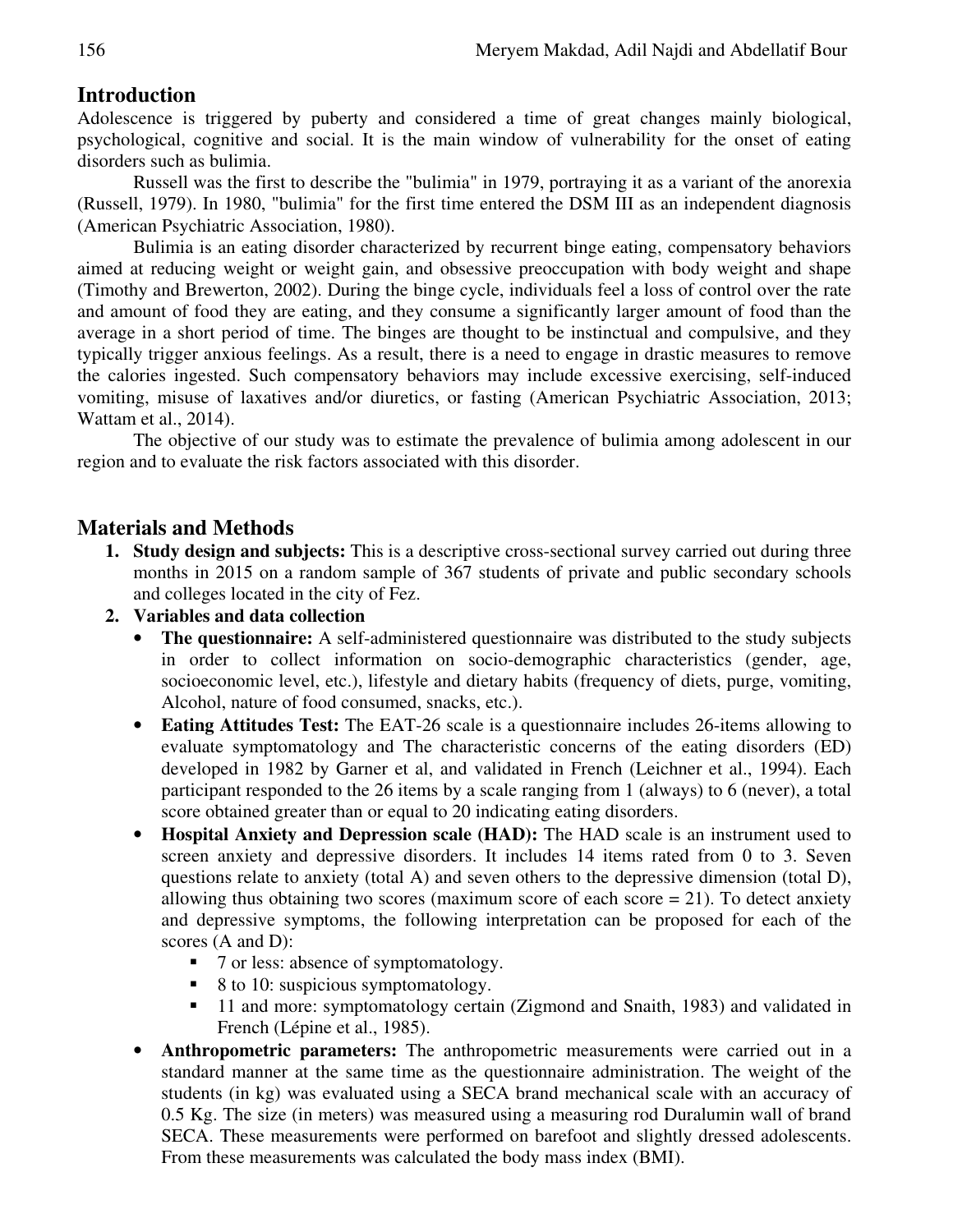## Introduction

Adolescence is triggered by puberty and considered a time of great changes mainly biological, psychological, cognitive and social. It is the main window of vulnerability for the onset of eating disorders such as bulimia.

Russell was the first to describe the "bulimia" in 1979, portraying it as a variant of the anorexia (Russell, 1979). In 1980, "bulimia" for the first time entered the DSM III as an independent diagnosis (American Psychiatric Association, 1980).

Bulimia is an eating disorder characterized by recurrent binge eating, compensatory behaviors aimed at reducing weight or weight gain, and obsessive preoccupation with body weight and shape (Timothy and Brewerton, 2002). During the binge cycle, individuals feel a loss of control over the rate and amount of food they are eating, and they consume a significantly larger amount of food than the average in a short period of time. The binges are thought to be instinctual and compulsive, and they typically trigger anxious feelings. As a result, there is a need to engage in drastic measures to remove the calories ingested. Such compensatory behaviors may include excessive exercising, self-induced vomiting, misuse of laxatives and/or diuretics, or fasting (American Psychiatric Association, 2013; Wattam et al., 2014).

The objective of our study was to estimate the prevalence of bulimia among adolescent in our region and to evaluate the risk factors associated with this disorder.

## Materials and Methods

1. **Study design and subjects:** This is a descriptive cross-sectional survey carried out during three months in 2015 on a random sample of 367 students of private and public secondary schools and colleges located in the city of Fez.
2. **Variables and data collection**
   - **The questionnaire:** A self-administered questionnaire was distributed to the study subjects in order to collect information on socio-demographic characteristics (gender, age, socioeconomic level, etc.), lifestyle and dietary habits (frequency of diets, purge, vomiting, Alcohol, nature of food consumed, snacks, etc.).
   - **Eating Attitudes Test:** The EAT-26 scale is a questionnaire includes 26-items allowing to evaluate symptomatology and The characteristic concerns of the eating disorders (ED) developed in 1982 by Garner et al, and validated in French (Leichner et al., 1994). Each participant responded to the 26 items by a scale ranging from 1 (always) to 6 (never), a total score obtained greater than or equal to 20 indicating eating disorders.
   - **Hospital Anxiety and Depression scale (HAD):** The HAD scale is an instrument used to screen anxiety and depressive disorders. It includes 14 items rated from 0 to 3. Seven questions relate to anxiety (total A) and seven others to the depressive dimension (total D), allowing thus obtaining two scores (maximum score of each score = 21). To detect anxiety and depressive symptoms, the following interpretation can be proposed for each of the scores (A and D):
     - 7 or less: absence of symptomatology.
     - 8 to 10: suspicious symptomatology.
     - 11 and more: symptomatology certain (Zigmond and Snaith, 1983) and validated in French (Lépine et al., 1985).
   - **Anthropometric parameters:** The anthropometric measurements were carried out in a standard manner at the same time as the questionnaire administration. The weight of the students (in kg) was evaluated using a SECA brand mechanical scale with an accuracy of 0.5 Kg. The size (in meters) was measured using a measuring rod Duralumin wall of brand SECA. These measurements were performed on barefoot and slightly dressed adolescents. From these measurements was calculated the body mass index (BMI).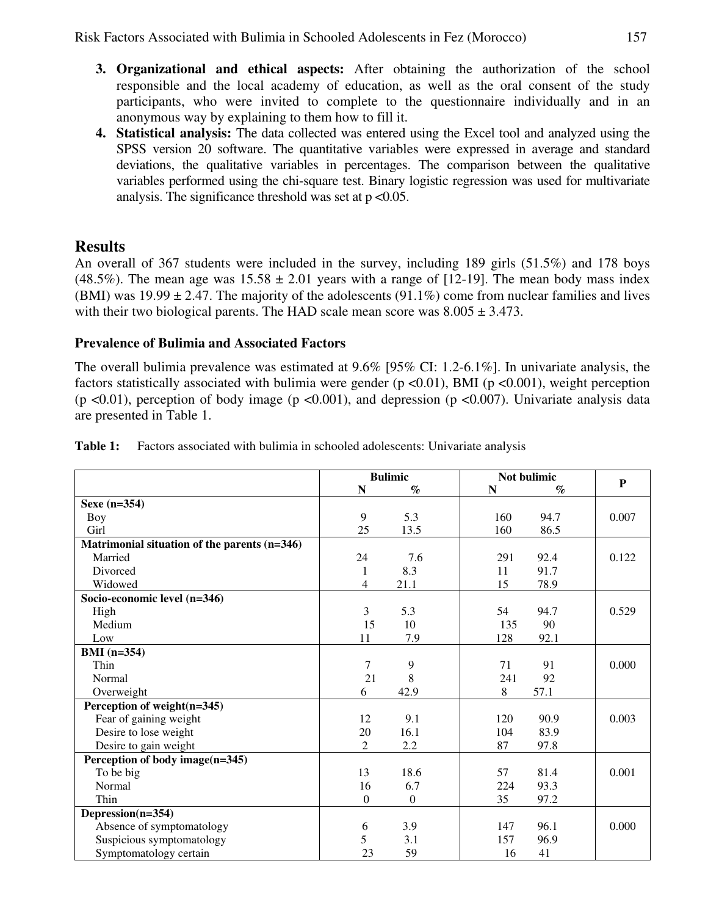3. **Organizational and ethical aspects:** After obtaining the authorization of the school responsible and the local academy of education, as well as the oral consent of the study participants, who were invited to complete to the questionnaire individually and in an anonymous way by explaining to them how to fill it.
4. **Statistical analysis:** The data collected was entered using the Excel tool and analyzed using the SPSS version 20 software. The quantitative variables were expressed in average and standard deviations, the qualitative variables in percentages. The comparison between the qualitative variables performed using the chi-square test. Binary logistic regression was used for multivariate analysis. The significance threshold was set at $p < 0.05$.

## Results

An overall of 367 students were included in the survey, including 189 girls (51.5%) and 178 boys (48.5%). The mean age was 15.58 ± 2.01 years with a range of [12-19]. The mean body mass index (BMI) was 19.99 ± 2.47. The majority of the adolescents (91.1%) come from nuclear families and lives with their two biological parents. The HAD scale mean score was 8.005 ± 3.473.

### Prevalence of Bulimia and Associated Factors

The overall bulimia prevalence was estimated at 9.6% [95% CI: 1.2-6.1%]. In univariate analysis, the factors statistically associated with bulimia were gender ($p < 0.01$), BMI ($p < 0.001$), weight perception ($p < 0.01$), perception of body image ($p < 0.001$), and depression ($p < 0.007$). Univariate analysis data are presented in Table 1.

**Table 1:** Factors associated with bulimia in schooled adolescents: Univariate analysis

| | Bulimic | | Not bulimic | | P |
|---|---|---|---|---|---|
| | N | % | N | % | |
| **Sexe (n=354)** | | | | | |
| Boy | 9 | 5.3 | 160 | 94.7 | 0.007 |
| Girl | 25 | 13.5 | 160 | 86.5 | |
| **Matrimonial situation of the parents (n=346)** | | | | | |
| Married | 24 | 7.6 | 291 | 92.4 | 0.122 |
| Divorced | 1 | 8.3 | 11 | 91.7 | |
| Widowed | 4 | 21.1 | 15 | 78.9 | |
| **Socio-economic level (n=346)** | | | | | |
| High | 3 | 5.3 | 54 | 94.7 | 0.529 |
| Medium | 15 | 10 | 135 | 90 | |
| Low | 11 | 7.9 | 128 | 92.1 | |
| **BMI (n=354)** | | | | | |
| Thin | 7 | 9 | 71 | 91 | 0.000 |
| Normal | 21 | 8 | 241 | 92 | |
| Overweight | 6 | 42.9 | 8 | 57.1 | |
| **Perception of weight(n=345)** | | | | | |
| Fear of gaining weight | 12 | 9.1 | 120 | 90.9 | 0.003 |
| Desire to lose weight | 20 | 16.1 | 104 | 83.9 | |
| Desire to gain weight | 2 | 2.2 | 87 | 97.8 | |
| **Perception of body image(n=345)** | | | | | |
| To be big | 13 | 18.6 | 57 | 81.4 | 0.001 |
| Normal | 16 | 6.7 | 224 | 93.3 | |
| Thin | 0 | 0 | 35 | 97.2 | |
| **Depression(n=354)** | | | | | |
| Absence of symptomatology | 6 | 3.9 | 147 | 96.1 | 0.000 |
| Suspicious symptomatology | 5 | 3.1 | 157 | 96.9 | |
| Symptomatology certain | 23 | 59 | 16 | 41 | |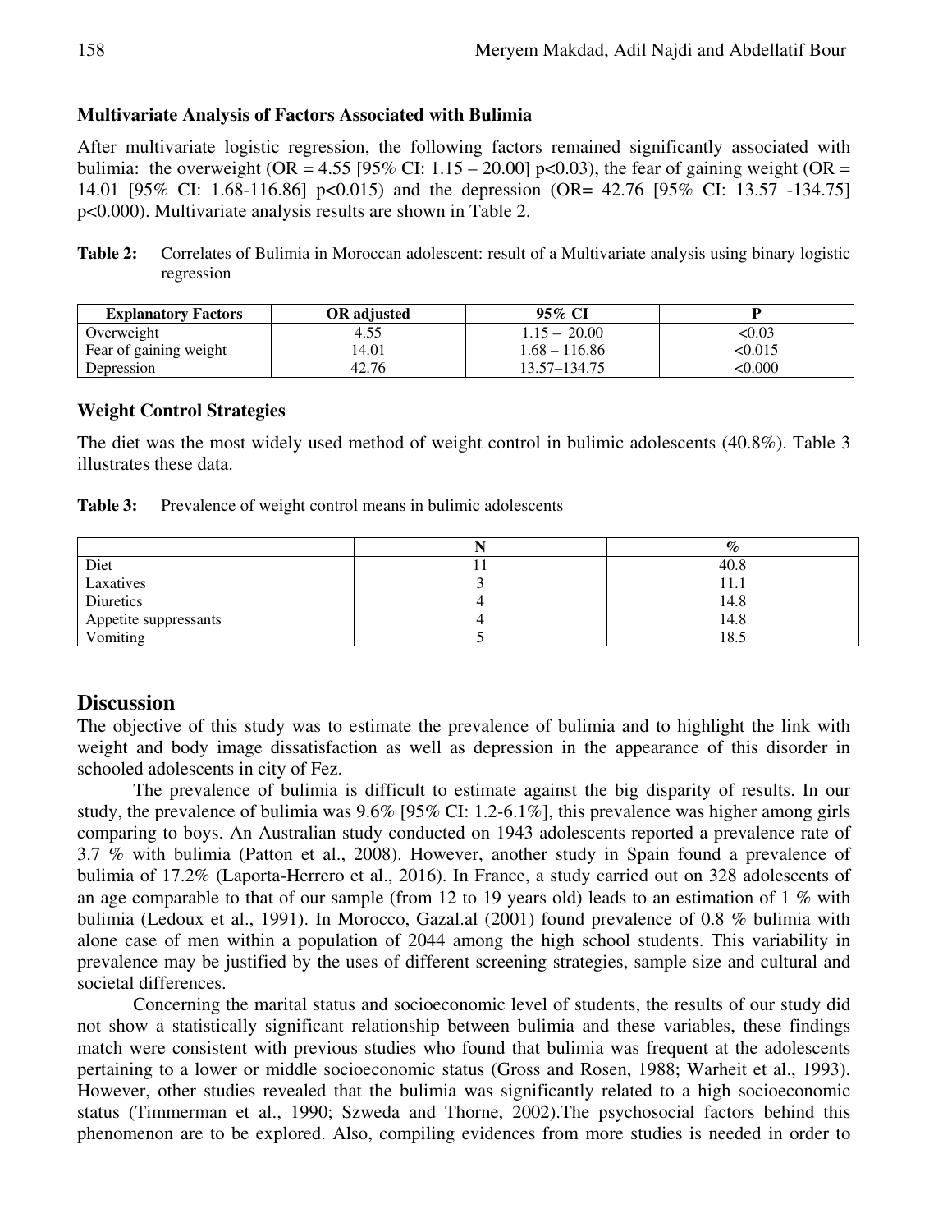### Multivariate Analysis of Factors Associated with Bulimia

After multivariate logistic regression, the following factors remained significantly associated with bulimia: the overweight (OR = 4.55 [95% CI: 1.15 – 20.00] $p<0.03$), the fear of gaining weight (OR = 14.01 [95% CI: 1.68-116.86] $p<0.015$) and the depression (OR= 42.76 [95% CI: 13.57 -134.75] $p<0.000$). Multivariate analysis results are shown in Table 2.

**Table 2:** Correlates of Bulimia in Moroccan adolescent: result of a Multivariate analysis using binary logistic regression

| Explanatory Factors | OR adjusted | 95% CI | P |
|---|---|---|---|
| Overweight | 4.55 | 1.15 – 20.00 | <0.03 |
| Fear of gaining weight | 14.01 | 1.68 – 116.86 | <0.015 |
| Depression | 42.76 | 13.57–134.75 | <0.000 |

### Weight Control Strategies

The diet was the most widely used method of weight control in bulimic adolescents (40.8%). Table 3 illustrates these data.

**Table 3:** Prevalence of weight control means in bulimic adolescents

| | N | % |
|---|---|---|
| Diet | 11 | 40.8 |
| Laxatives | 3 | 11.1 |
| Diuretics | 4 | 14.8 |
| Appetite suppressants | 4 | 14.8 |
| Vomiting | 5 | 18.5 |

## Discussion

The objective of this study was to estimate the prevalence of bulimia and to highlight the link with weight and body image dissatisfaction as well as depression in the appearance of this disorder in schooled adolescents in city of Fez.

The prevalence of bulimia is difficult to estimate against the big disparity of results. In our study, the prevalence of bulimia was 9.6% [95% CI: 1.2-6.1%], this prevalence was higher among girls comparing to boys. An Australian study conducted on 1943 adolescents reported a prevalence rate of 3.7 % with bulimia (Patton et al., 2008). However, another study in Spain found a prevalence of bulimia of 17.2% (Laporta-Herrero et al., 2016). In France, a study carried out on 328 adolescents of an age comparable to that of our sample (from 12 to 19 years old) leads to an estimation of 1 % with bulimia (Ledoux et al., 1991). In Morocco, Gazal.al (2001) found prevalence of 0.8 % bulimia with alone case of men within a population of 2044 among the high school students. This variability in prevalence may be justified by the uses of different screening strategies, sample size and cultural and societal differences.

Concerning the marital status and socioeconomic level of students, the results of our study did not show a statistically significant relationship between bulimia and these variables, these findings match were consistent with previous studies who found that bulimia was frequent at the adolescents pertaining to a lower or middle socioeconomic status (Gross and Rosen, 1988; Warheit et al., 1993). However, other studies revealed that the bulimia was significantly related to a high socioeconomic status (Timmerman et al., 1990; Szweda and Thorne, 2002).The psychosocial factors behind this phenomenon are to be explored. Also, compiling evidences from more studies is needed in order to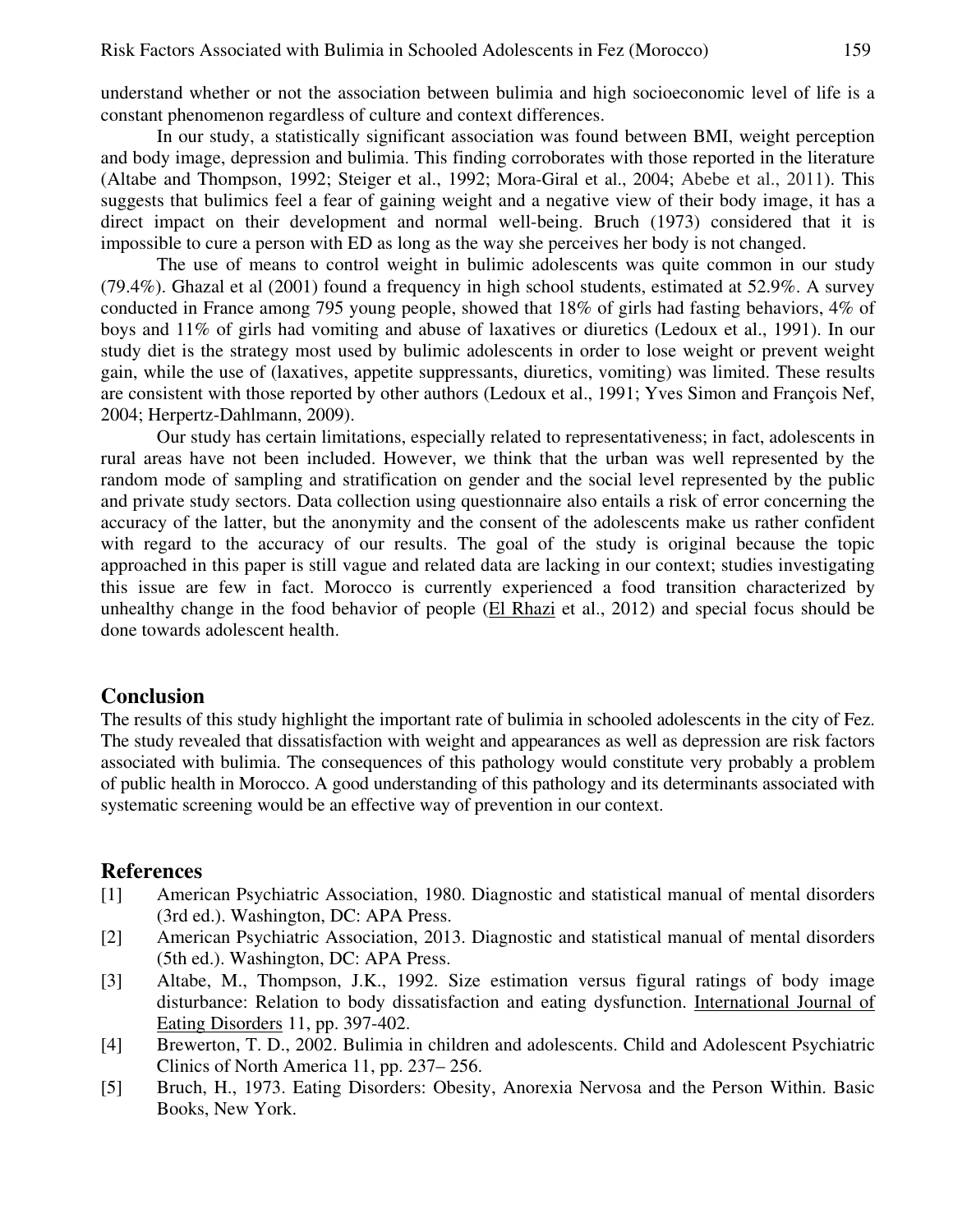understand whether or not the association between bulimia and high socioeconomic level of life is a constant phenomenon regardless of culture and context differences.

In our study, a statistically significant association was found between BMI, weight perception and body image, depression and bulimia. This finding corroborates with those reported in the literature (Altabe and Thompson, 1992; Steiger et al., 1992; Mora-Giral et al., 2004; Abebe et al., 2011). This suggests that bulimics feel a fear of gaining weight and a negative view of their body image, it has a direct impact on their development and normal well-being. Bruch (1973) considered that it is impossible to cure a person with ED as long as the way she perceives her body is not changed.

The use of means to control weight in bulimic adolescents was quite common in our study (79.4%). Ghazal et al (2001) found a frequency in high school students, estimated at 52.9%. A survey conducted in France among 795 young people, showed that 18% of girls had fasting behaviors, 4% of boys and 11% of girls had vomiting and abuse of laxatives or diuretics (Ledoux et al., 1991). In our study diet is the strategy most used by bulimic adolescents in order to lose weight or prevent weight gain, while the use of (laxatives, appetite suppressants, diuretics, vomiting) was limited. These results are consistent with those reported by other authors (Ledoux et al., 1991; Yves Simon and François Nef, 2004; Herpertz-Dahlmann, 2009).

Our study has certain limitations, especially related to representativeness; in fact, adolescents in rural areas have not been included. However, we think that the urban was well represented by the random mode of sampling and stratification on gender and the social level represented by the public and private study sectors. Data collection using questionnaire also entails a risk of error concerning the accuracy of the latter, but the anonymity and the consent of the adolescents make us rather confident with regard to the accuracy of our results. The goal of the study is original because the topic approached in this paper is still vague and related data are lacking in our context; studies investigating this issue are few in fact. Morocco is currently experienced a food transition characterized by unhealthy change in the food behavior of people (El Rhazi et al., 2012) and special focus should be done towards adolescent health.

## Conclusion

The results of this study highlight the important rate of bulimia in schooled adolescents in the city of Fez. The study revealed that dissatisfaction with weight and appearances as well as depression are risk factors associated with bulimia. The consequences of this pathology would constitute very probably a problem of public health in Morocco. A good understanding of this pathology and its determinants associated with systematic screening would be an effective way of prevention in our context.

## References

[1] American Psychiatric Association, 1980. Diagnostic and statistical manual of mental disorders (3rd ed.). Washington, DC: APA Press.

[2] American Psychiatric Association, 2013. Diagnostic and statistical manual of mental disorders (5th ed.). Washington, DC: APA Press.

[3] Altabe, M., Thompson, J.K., 1992. Size estimation versus figural ratings of body image disturbance: Relation to body dissatisfaction and eating dysfunction. International Journal of Eating Disorders 11, pp. 397-402.

[4] Brewerton, T. D., 2002. Bulimia in children and adolescents. Child and Adolescent Psychiatric Clinics of North America 11, pp. 237– 256.

[5] Bruch, H., 1973. Eating Disorders: Obesity, Anorexia Nervosa and the Person Within. Basic Books, New York.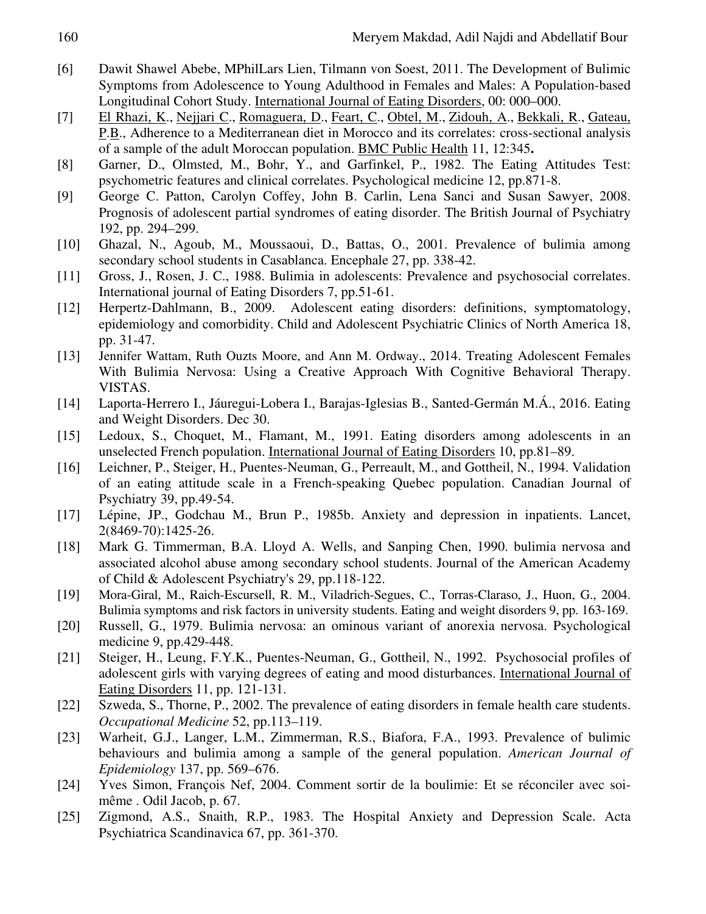[6] Dawit Shawel Abebe, MPhilLars Lien, Tilmann von Soest, 2011. The Development of Bulimic Symptoms from Adolescence to Young Adulthood in Females and Males: A Population-based Longitudinal Cohort Study. International Journal of Eating Disorders, 00: 000–000.

[7] El Rhazi, K., Nejjari C., Romaguera, D., Feart, C., Obtel, M., Zidouh, A., Bekkali, R., Gateau, P.B., Adherence to a Mediterranean diet in Morocco and its correlates: cross-sectional analysis of a sample of the adult Moroccan population. BMC Public Health 11, 12:345**.**

[8] Garner, D., Olmsted, M., Bohr, Y., and Garfinkel, P., 1982. The Eating Attitudes Test: psychometric features and clinical correlates. Psychological medicine 12, pp.871-8.

[9] George C. Patton, Carolyn Coffey, John B. Carlin, Lena Sanci and Susan Sawyer, 2008. Prognosis of adolescent partial syndromes of eating disorder. The British Journal of Psychiatry 192, pp. 294–299.

[10] Ghazal, N., Agoub, M., Moussaoui, D., Battas, O., 2001. Prevalence of bulimia among secondary school students in Casablanca. Encephale 27, pp. 338-42.

[11] Gross, J., Rosen, J. C., 1988. Bulimia in adolescents: Prevalence and psychosocial correlates. International journal of Eating Disorders 7, pp.51-61.

[12] Herpertz-Dahlmann, B., 2009. Adolescent eating disorders: definitions, symptomatology, epidemiology and comorbidity. Child and Adolescent Psychiatric Clinics of North America 18, pp. 31-47.

[13] Jennifer Wattam, Ruth Ouzts Moore, and Ann M. Ordway., 2014. Treating Adolescent Females With Bulimia Nervosa: Using a Creative Approach With Cognitive Behavioral Therapy. VISTAS.

[14] Laporta-Herrero I., Jáuregui-Lobera I., Barajas-Iglesias B., Santed-Germán M.Á., 2016. Eating and Weight Disorders. Dec 30.

[15] Ledoux, S., Choquet, M., Flamant, M., 1991. Eating disorders among adolescents in an unselected French population. International Journal of Eating Disorders 10, pp.81–89.

[16] Leichner, P., Steiger, H., Puentes-Neuman, G., Perreault, M., and Gottheil, N., 1994. Validation of an eating attitude scale in a French-speaking Quebec population. Canadian Journal of Psychiatry 39, pp.49-54.

[17] Lépine, JP., Godchau M., Brun P., 1985b. Anxiety and depression in inpatients. Lancet, 2(8469-70):1425-26.

[18] Mark G. Timmerman, B.A. Lloyd A. Wells, and Sanping Chen, 1990. bulimia nervosa and associated alcohol abuse among secondary school students. Journal of the American Academy of Child & Adolescent Psychiatry's 29, pp.118-122.

[19] Mora-Giral, M., Raich-Escursell, R. M., Viladrich-Segues, C., Torras-Claraso, J., Huon, G., 2004. Bulimia symptoms and risk factors in university students. Eating and weight disorders 9, pp. 163-169.

[20] Russell, G., 1979. Bulimia nervosa: an ominous variant of anorexia nervosa. Psychological medicine 9, pp.429-448.

[21] Steiger, H., Leung, F.Y.K., Puentes-Neuman, G., Gottheil, N., 1992. Psychosocial profiles of adolescent girls with varying degrees of eating and mood disturbances. International Journal of Eating Disorders 11, pp. 121-131.

[22] Szweda, S., Thorne, P., 2002. The prevalence of eating disorders in female health care students. *Occupational Medicine* 52, pp.113–119.

[23] Warheit, G.J., Langer, L.M., Zimmerman, R.S., Biafora, F.A., 1993. Prevalence of bulimic behaviours and bulimia among a sample of the general population. *American Journal of Epidemiology* 137, pp. 569–676.

[24] Yves Simon, François Nef, 2004. Comment sortir de la boulimie: Et se réconciler avec soi-même . Odil Jacob, p. 67.

[25] Zigmond, A.S., Snaith, R.P., 1983. The Hospital Anxiety and Depression Scale. Acta Psychiatrica Scandinavica 67, pp. 361-370.